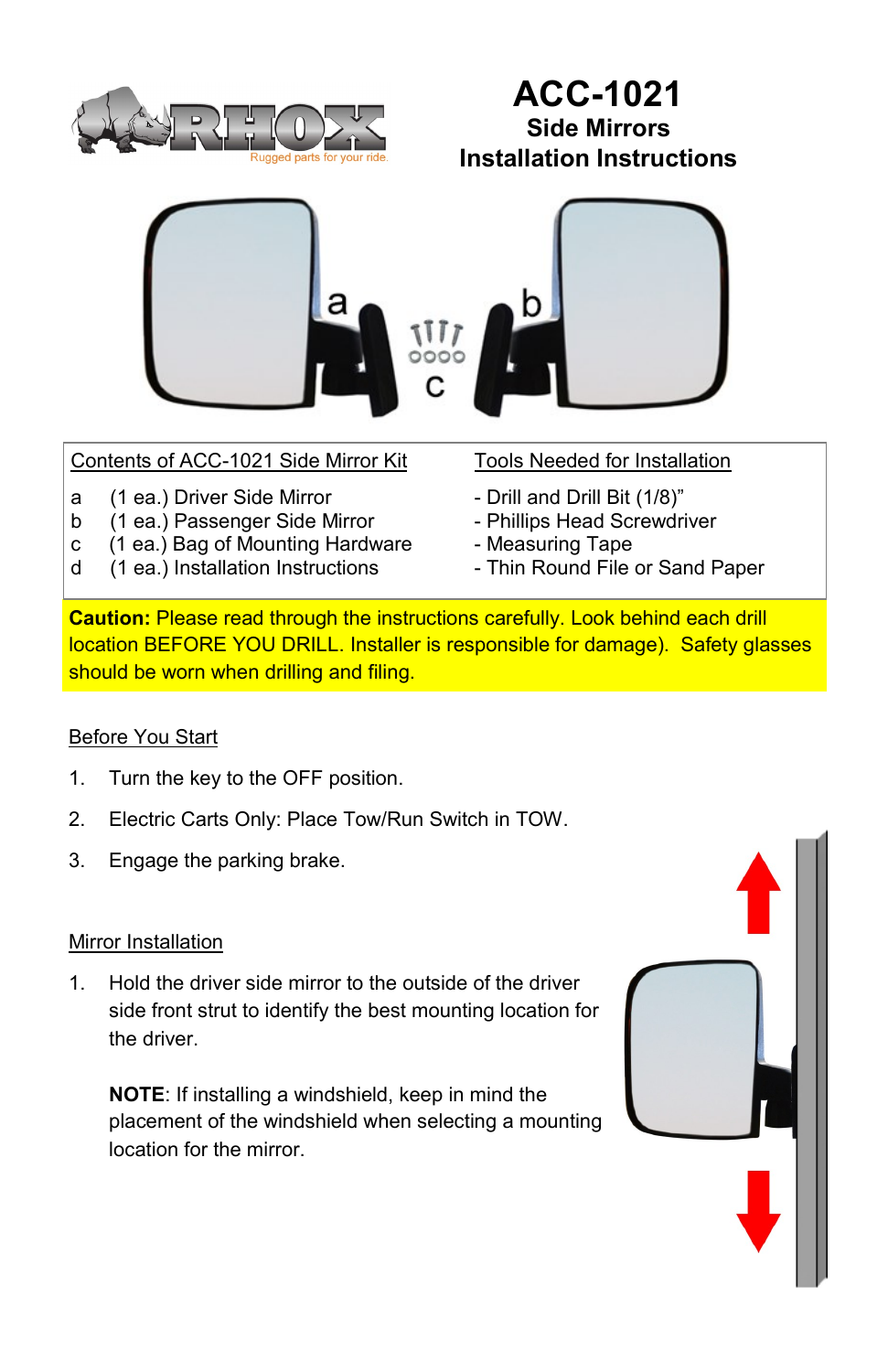# ACC-1021

## Side Mirrors

## Installation Instructions

| Contents of ACC-1021 Side Mirror Kit | | Tools Needed for Installation |
|---|---|---|
| a | (1 ea.) Driver Side Mirror | - Drill and Drill Bit (1/8)" |
| b | (1 ea.) Passenger Side Mirror | - Phillips Head Screwdriver |
| c | (1 ea.) Bag of Mounting Hardware | - Measuring Tape |
| d | (1 ea.) Installation Instructions | - Thin Round File or Sand Paper |

**Caution:** Please read through the instructions carefully. Look behind each drill location BEFORE YOU DRILL. Installer is responsible for damage). Safety glasses should be worn when drilling and filing.

### Before You Start

1. Turn the key to the OFF position.
2. Electric Carts Only: Place Tow/Run Switch in TOW.
3. Engage the parking brake.

### Mirror Installation

1. Hold the driver side mirror to the outside of the driver side front strut to identify the best mounting location for the driver.

   **NOTE**: If installing a windshield, keep in mind the placement of the windshield when selecting a mounting location for the mirror.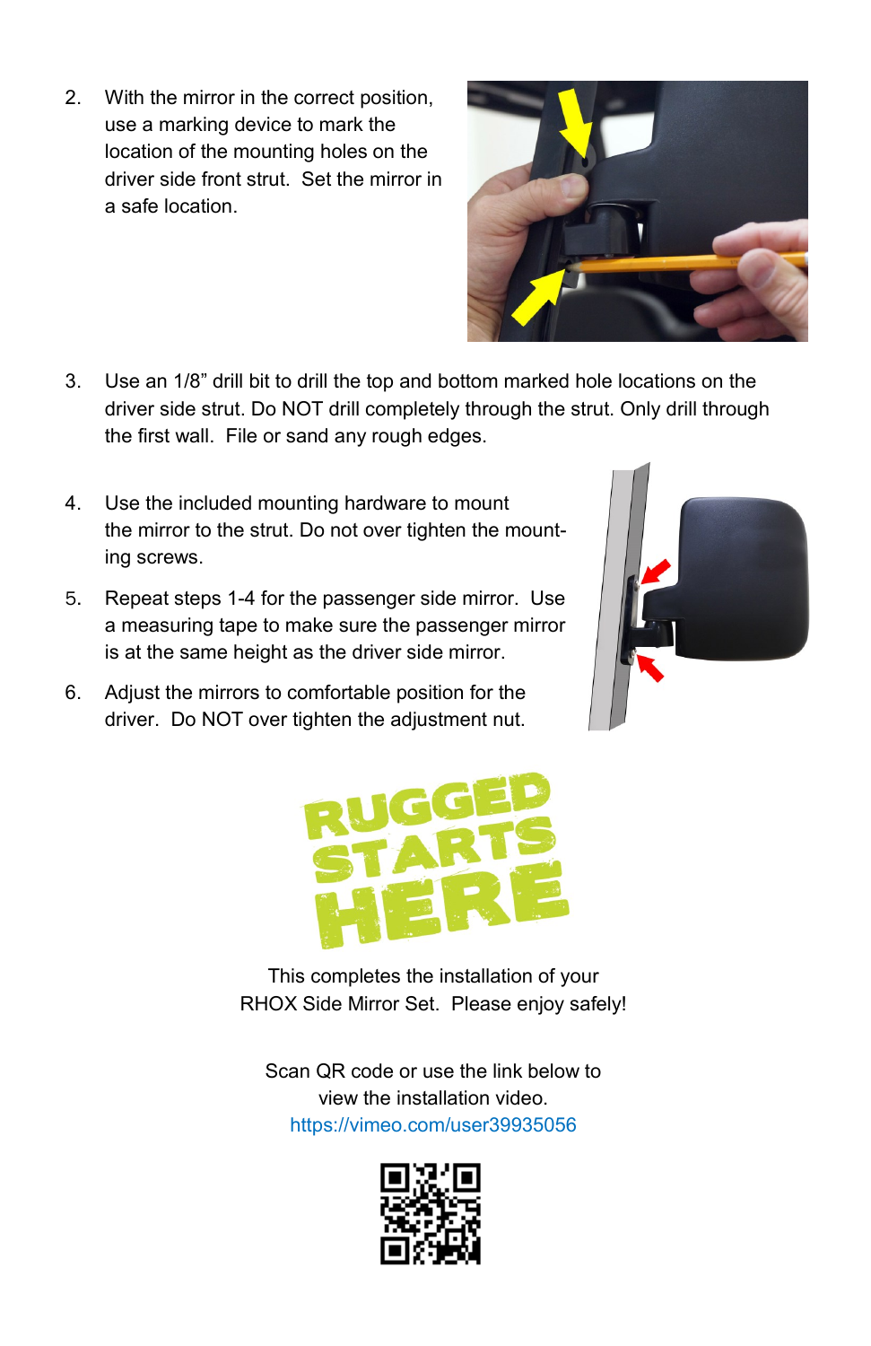2. With the mirror in the correct position, use a marking device to mark the location of the mounting holes on the driver side front strut. Set the mirror in a safe location.

3. Use an 1/8” drill bit to drill the top and bottom marked hole locations on the driver side strut. Do NOT drill completely through the strut. Only drill through the first wall. File or sand any rough edges.

4. Use the included mounting hardware to mount the mirror to the strut. Do not over tighten the mounting screws.

5. Repeat steps 1-4 for the passenger side mirror. Use a measuring tape to make sure the passenger mirror is at the same height as the driver side mirror.

6. Adjust the mirrors to comfortable position for the driver. Do NOT over tighten the adjustment nut.

RUGGED STARTS HERE

This completes the installation of your RHOX Side Mirror Set. Please enjoy safely!

Scan QR code or use the link below to view the installation video.
https://vimeo.com/user39935056